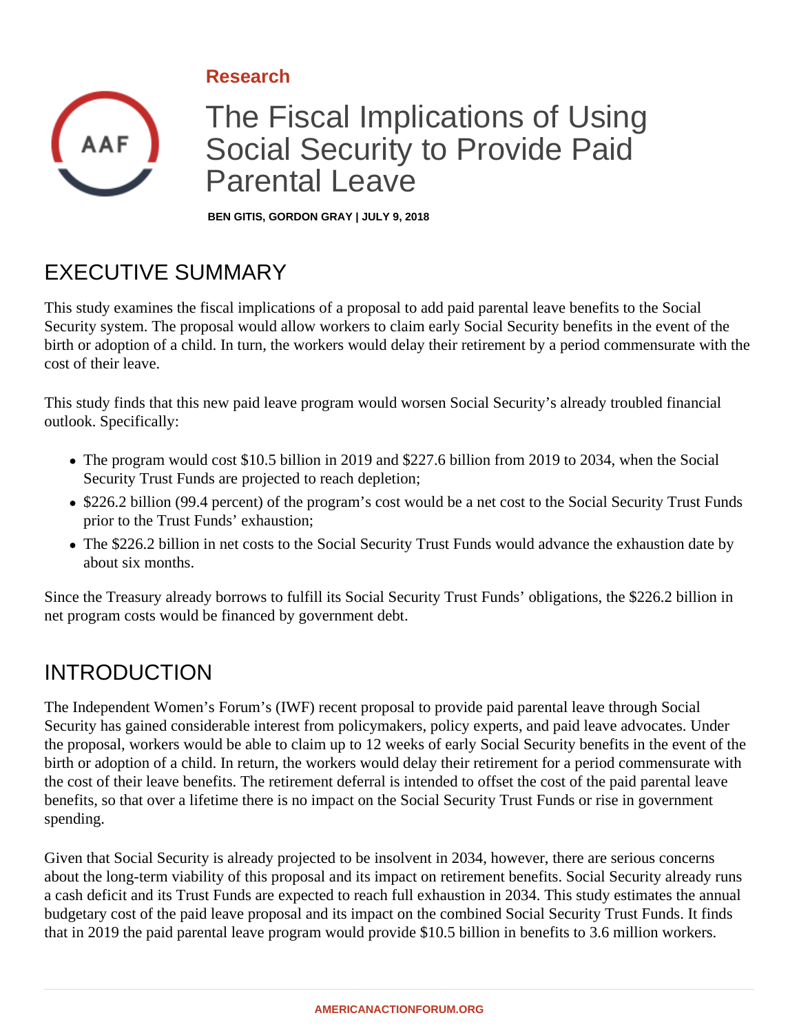Research

# The Fiscal Implications of Using Social Security to Provide Paid Parental Leave

**BEN GITIS, GORDON GRAY | JULY 9, 2018**

## EXECUTIVE SUMMARY

This study examines the fiscal implications of a proposal to add paid parental leave benefits to the Social Security system. The proposal would allow workers to claim early Social Security benefits in the event of the birth or adoption of a child. In turn, the workers would delay their retirement by a period commensurate with the cost of their leave.

This study finds that this new paid leave program would worsen Social Security's already troubled financial outlook. Specifically:

- The program would cost $10.5 billion in 2019 and $227.6 billion from 2019 to 2034, when the Social Security Trust Funds are projected to reach depletion;
- $226.2 billion (99.4 percent) of the program's cost would be a net cost to the Social Security Trust Funds prior to the Trust Funds' exhaustion;
- The $226.2 billion in net costs to the Social Security Trust Funds would advance the exhaustion date by about six months.

Since the Treasury already borrows to fulfill its Social Security Trust Funds' obligations, the $226.2 billion in net program costs would be financed by government debt.

## INTRODUCTION

The Independent Women's Forum's (IWF) recent proposal to provide paid parental leave through Social Security has gained considerable interest from policymakers, policy experts, and paid leave advocates. Under the proposal, workers would be able to claim up to 12 weeks of early Social Security benefits in the event of the birth or adoption of a child. In return, the workers would delay their retirement for a period commensurate with the cost of their leave benefits. The retirement deferral is intended to offset the cost of the paid parental leave benefits, so that over a lifetime there is no impact on the Social Security Trust Funds or rise in government spending.

Given that Social Security is already projected to be insolvent in 2034, however, there are serious concerns about the long-term viability of this proposal and its impact on retirement benefits. Social Security already runs a cash deficit and its Trust Funds are expected to reach full exhaustion in 2034. This study estimates the annual budgetary cost of the paid leave proposal and its impact on the combined Social Security Trust Funds. It finds that in 2019 the paid parental leave program would provide $10.5 billion in benefits to 3.6 million workers.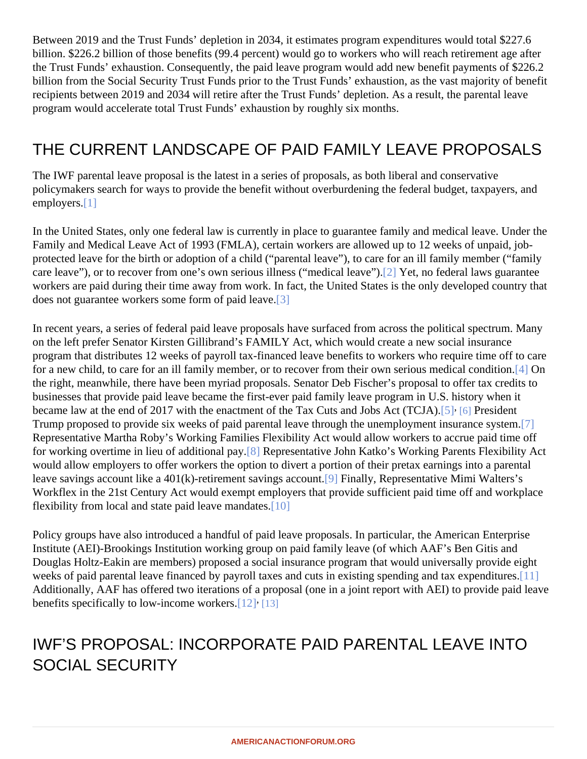Between 2019 and the Trust Funds' depletion in 2034, it estimates program expenditures would total $227.6 billion. $226.2 billion of those benefits (99.4 percent) would go to workers who will reach retirement age after the Trust Funds' exhaustion. Consequently, the paid leave program would add new benefit payments of $226.2 billion from the Social Security Trust Funds prior to the Trust Funds' exhaustion, as the vast majority of benefit recipients between 2019 and 2034 will retire after the Trust Funds' depletion. As a result, the parental leave program would accelerate total Trust Funds' exhaustion by roughly six months.

## THE CURRENT LANDSCAPE OF PAID FAMILY LEAVE PROPOSALS

The IWF parental leave proposal is the latest in a series of proposals, as both liberal and conservative policymakers search for ways to provide the benefit without overburdening the federal budget, taxpayers, and employers.[1]

In the United States, only one federal law is currently in place to guarantee family and medical leave. Under the Family and Medical Leave Act of 1993 (FMLA), certain workers are allowed up to 12 weeks of unpaid, job-protected leave for the birth or adoption of a child ("parental leave"), to care for an ill family member ("family care leave"), or to recover from one's own serious illness ("medical leave").[2] Yet, no federal laws guarantee workers are paid during their time away from work. In fact, the United States is the only developed country that does not guarantee workers some form of paid leave.[3]

In recent years, a series of federal paid leave proposals have surfaced from across the political spectrum. Many on the left prefer Senator Kirsten Gillibrand's FAMILY Act, which would create a new social insurance program that distributes 12 weeks of payroll tax-financed leave benefits to workers who require time off to care for a new child, to care for an ill family member, or to recover from their own serious medical condition.[4] On the right, meanwhile, there have been myriad proposals. Senator Deb Fischer's proposal to offer tax credits to businesses that provide paid leave became the first-ever paid family leave program in U.S. history when it became law at the end of 2017 with the enactment of the Tax Cuts and Jobs Act (TCJA).[5], [6] President Trump proposed to provide six weeks of paid parental leave through the unemployment insurance system.[7] Representative Martha Roby's Working Families Flexibility Act would allow workers to accrue paid time off for working overtime in lieu of additional pay.[8] Representative John Katko's Working Parents Flexibility Act would allow employers to offer workers the option to divert a portion of their pretax earnings into a parental leave savings account like a 401(k)-retirement savings account.[9] Finally, Representative Mimi Walters's Workflex in the 21st Century Act would exempt employers that provide sufficient paid time off and workplace flexibility from local and state paid leave mandates.[10]

Policy groups have also introduced a handful of paid leave proposals. In particular, the American Enterprise Institute (AEI)-Brookings Institution working group on paid family leave (of which AAF's Ben Gitis and Douglas Holtz-Eakin are members) proposed a social insurance program that would universally provide eight weeks of paid parental leave financed by payroll taxes and cuts in existing spending and tax expenditures.[11] Additionally, AAF has offered two iterations of a proposal (one in a joint report with AEI) to provide paid leave benefits specifically to low-income workers.[12], [13]

## IWF'S PROPOSAL: INCORPORATE PAID PARENTAL LEAVE INTO SOCIAL SECURITY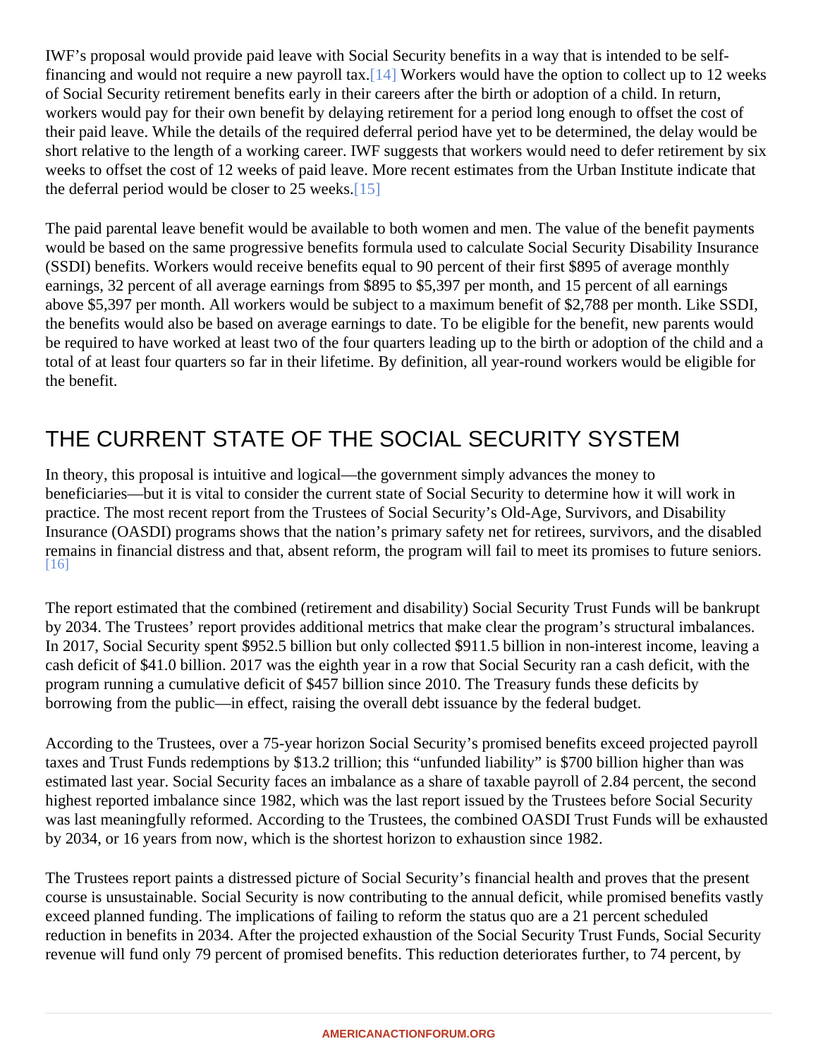IWF's proposal would provide paid leave with Social Security benefits in a way that is intended to be self-financing and would not require a new payroll tax.[14] Workers would have the option to collect up to 12 weeks of Social Security retirement benefits early in their careers after the birth or adoption of a child. In return, workers would pay for their own benefit by delaying retirement for a period long enough to offset the cost of their paid leave. While the details of the required deferral period have yet to be determined, the delay would be short relative to the length of a working career. IWF suggests that workers would need to defer retirement by six weeks to offset the cost of 12 weeks of paid leave. More recent estimates from the Urban Institute indicate that the deferral period would be closer to 25 weeks.[15]

The paid parental leave benefit would be available to both women and men. The value of the benefit payments would be based on the same progressive benefits formula used to calculate Social Security Disability Insurance (SSDI) benefits. Workers would receive benefits equal to 90 percent of their first $895 of average monthly earnings, 32 percent of all average earnings from $895 to $5,397 per month, and 15 percent of all earnings above $5,397 per month. All workers would be subject to a maximum benefit of $2,788 per month. Like SSDI, the benefits would also be based on average earnings to date. To be eligible for the benefit, new parents would be required to have worked at least two of the four quarters leading up to the birth or adoption of the child and a total of at least four quarters so far in their lifetime. By definition, all year-round workers would be eligible for the benefit.

## THE CURRENT STATE OF THE SOCIAL SECURITY SYSTEM

In theory, this proposal is intuitive and logical—the government simply advances the money to beneficiaries—but it is vital to consider the current state of Social Security to determine how it will work in practice. The most recent report from the Trustees of Social Security's Old-Age, Survivors, and Disability Insurance (OASDI) programs shows that the nation's primary safety net for retirees, survivors, and the disabled remains in financial distress and that, absent reform, the program will fail to meet its promises to future seniors.[16]

The report estimated that the combined (retirement and disability) Social Security Trust Funds will be bankrupt by 2034. The Trustees' report provides additional metrics that make clear the program's structural imbalances. In 2017, Social Security spent $952.5 billion but only collected $911.5 billion in non-interest income, leaving a cash deficit of $41.0 billion. 2017 was the eighth year in a row that Social Security ran a cash deficit, with the program running a cumulative deficit of $457 billion since 2010. The Treasury funds these deficits by borrowing from the public—in effect, raising the overall debt issuance by the federal budget.

According to the Trustees, over a 75-year horizon Social Security's promised benefits exceed projected payroll taxes and Trust Funds redemptions by $13.2 trillion; this "unfunded liability" is $700 billion higher than was estimated last year. Social Security faces an imbalance as a share of taxable payroll of 2.84 percent, the second highest reported imbalance since 1982, which was the last report issued by the Trustees before Social Security was last meaningfully reformed. According to the Trustees, the combined OASDI Trust Funds will be exhausted by 2034, or 16 years from now, which is the shortest horizon to exhaustion since 1982.

The Trustees report paints a distressed picture of Social Security's financial health and proves that the present course is unsustainable. Social Security is now contributing to the annual deficit, while promised benefits vastly exceed planned funding. The implications of failing to reform the status quo are a 21 percent scheduled reduction in benefits in 2034. After the projected exhaustion of the Social Security Trust Funds, Social Security revenue will fund only 79 percent of promised benefits. This reduction deteriorates further, to 74 percent, by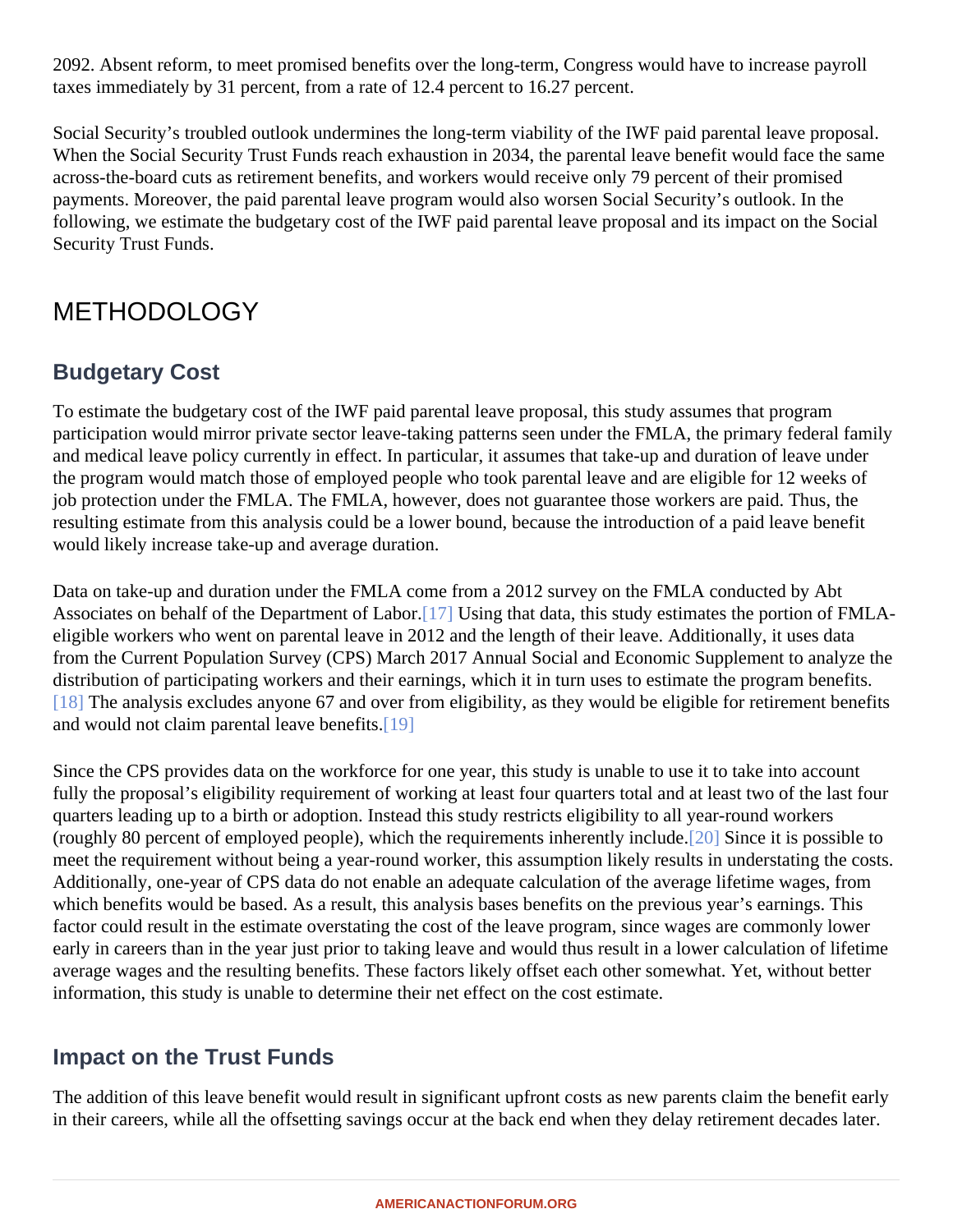2092. Absent reform, to meet promised benefits over the long-term, Congress would have to increase payroll taxes immediately by 31 percent, from a rate of 12.4 percent to 16.27 percent.

Social Security's troubled outlook undermines the long-term viability of the IWF paid parental leave proposal. When the Social Security Trust Funds reach exhaustion in 2034, the parental leave benefit would face the same across-the-board cuts as retirement benefits, and workers would receive only 79 percent of their promised payments. Moreover, the paid parental leave program would also worsen Social Security's outlook. In the following, we estimate the budgetary cost of the IWF paid parental leave proposal and its impact on the Social Security Trust Funds.

# METHODOLOGY

## Budgetary Cost

To estimate the budgetary cost of the IWF paid parental leave proposal, this study assumes that program participation would mirror private sector leave-taking patterns seen under the FMLA, the primary federal family and medical leave policy currently in effect. In particular, it assumes that take-up and duration of leave under the program would match those of employed people who took parental leave and are eligible for 12 weeks of job protection under the FMLA. The FMLA, however, does not guarantee those workers are paid. Thus, the resulting estimate from this analysis could be a lower bound, because the introduction of a paid leave benefit would likely increase take-up and average duration.

Data on take-up and duration under the FMLA come from a 2012 survey on the FMLA conducted by Abt Associates on behalf of the Department of Labor.[17] Using that data, this study estimates the portion of FMLA-eligible workers who went on parental leave in 2012 and the length of their leave. Additionally, it uses data from the Current Population Survey (CPS) March 2017 Annual Social and Economic Supplement to analyze the distribution of participating workers and their earnings, which it in turn uses to estimate the program benefits.[18] The analysis excludes anyone 67 and over from eligibility, as they would be eligible for retirement benefits and would not claim parental leave benefits.[19]

Since the CPS provides data on the workforce for one year, this study is unable to use it to take into account fully the proposal's eligibility requirement of working at least four quarters total and at least two of the last four quarters leading up to a birth or adoption. Instead this study restricts eligibility to all year-round workers (roughly 80 percent of employed people), which the requirements inherently include.[20] Since it is possible to meet the requirement without being a year-round worker, this assumption likely results in understating the costs. Additionally, one-year of CPS data do not enable an adequate calculation of the average lifetime wages, from which benefits would be based. As a result, this analysis bases benefits on the previous year's earnings. This factor could result in the estimate overstating the cost of the leave program, since wages are commonly lower early in careers than in the year just prior to taking leave and would thus result in a lower calculation of lifetime average wages and the resulting benefits. These factors likely offset each other somewhat. Yet, without better information, this study is unable to determine their net effect on the cost estimate.

## Impact on the Trust Funds

The addition of this leave benefit would result in significant upfront costs as new parents claim the benefit early in their careers, while all the offsetting savings occur at the back end when they delay retirement decades later.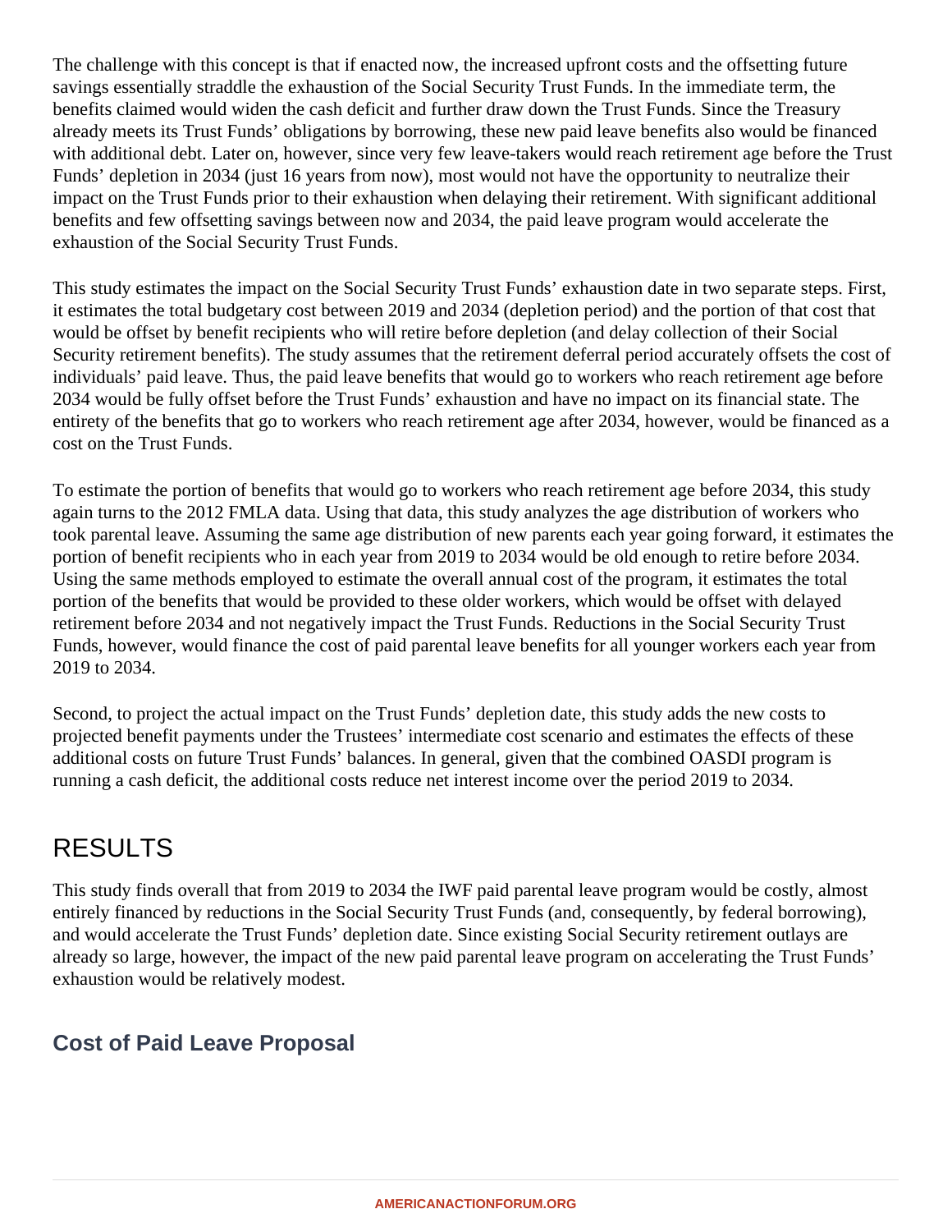The challenge with this concept is that if enacted now, the increased upfront costs and the offsetting future savings essentially straddle the exhaustion of the Social Security Trust Funds. In the immediate term, the benefits claimed would widen the cash deficit and further draw down the Trust Funds. Since the Treasury already meets its Trust Funds' obligations by borrowing, these new paid leave benefits also would be financed with additional debt. Later on, however, since very few leave-takers would reach retirement age before the Trust Funds' depletion in 2034 (just 16 years from now), most would not have the opportunity to neutralize their impact on the Trust Funds prior to their exhaustion when delaying their retirement. With significant additional benefits and few offsetting savings between now and 2034, the paid leave program would accelerate the exhaustion of the Social Security Trust Funds.

This study estimates the impact on the Social Security Trust Funds' exhaustion date in two separate steps. First, it estimates the total budgetary cost between 2019 and 2034 (depletion period) and the portion of that cost that would be offset by benefit recipients who will retire before depletion (and delay collection of their Social Security retirement benefits). The study assumes that the retirement deferral period accurately offsets the cost of individuals' paid leave. Thus, the paid leave benefits that would go to workers who reach retirement age before 2034 would be fully offset before the Trust Funds' exhaustion and have no impact on its financial state. The entirety of the benefits that go to workers who reach retirement age after 2034, however, would be financed as a cost on the Trust Funds.

To estimate the portion of benefits that would go to workers who reach retirement age before 2034, this study again turns to the 2012 FMLA data. Using that data, this study analyzes the age distribution of workers who took parental leave. Assuming the same age distribution of new parents each year going forward, it estimates the portion of benefit recipients who in each year from 2019 to 2034 would be old enough to retire before 2034. Using the same methods employed to estimate the overall annual cost of the program, it estimates the total portion of the benefits that would be provided to these older workers, which would be offset with delayed retirement before 2034 and not negatively impact the Trust Funds. Reductions in the Social Security Trust Funds, however, would finance the cost of paid parental leave benefits for all younger workers each year from 2019 to 2034.

Second, to project the actual impact on the Trust Funds' depletion date, this study adds the new costs to projected benefit payments under the Trustees' intermediate cost scenario and estimates the effects of these additional costs on future Trust Funds' balances. In general, given that the combined OASDI program is running a cash deficit, the additional costs reduce net interest income over the period 2019 to 2034.

## RESULTS

This study finds overall that from 2019 to 2034 the IWF paid parental leave program would be costly, almost entirely financed by reductions in the Social Security Trust Funds (and, consequently, by federal borrowing), and would accelerate the Trust Funds' depletion date. Since existing Social Security retirement outlays are already so large, however, the impact of the new paid parental leave program on accelerating the Trust Funds' exhaustion would be relatively modest.

### Cost of Paid Leave Proposal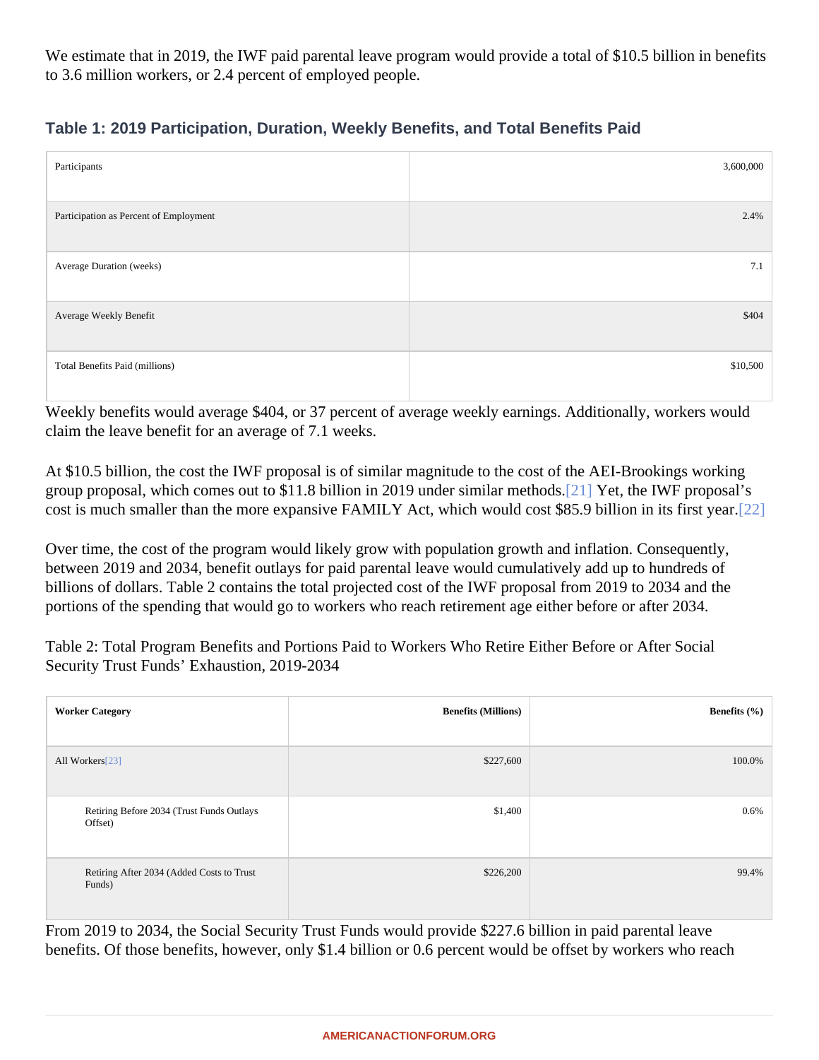We estimate that in 2019, the IWF paid parental leave program would provide a total of $10.5 billion in benefits to 3.6 million workers, or 2.4 percent of employed people.

### Table 1: 2019 Participation, Duration, Weekly Benefits, and Total Benefits Paid

| | |
|---|---:|
| Participants | 3,600,000 |
| Participation as Percent of Employment | 2.4% |
| Average Duration (weeks) | 7.1 |
| Average Weekly Benefit | $404 |
| Total Benefits Paid (millions) | $10,500 |

Weekly benefits would average $404, or 37 percent of average weekly earnings. Additionally, workers would claim the leave benefit for an average of 7.1 weeks.

At $10.5 billion, the cost the IWF proposal is of similar magnitude to the cost of the AEI-Brookings working group proposal, which comes out to $11.8 billion in 2019 under similar methods.[21] Yet, the IWF proposal's cost is much smaller than the more expansive FAMILY Act, which would cost $85.9 billion in its first year.[22]

Over time, the cost of the program would likely grow with population growth and inflation. Consequently, between 2019 and 2034, benefit outlays for paid parental leave would cumulatively add up to hundreds of billions of dollars. Table 2 contains the total projected cost of the IWF proposal from 2019 to 2034 and the portions of the spending that would go to workers who reach retirement age either before or after 2034.

Table 2: Total Program Benefits and Portions Paid to Workers Who Retire Either Before or After Social Security Trust Funds' Exhaustion, 2019-2034

| Worker Category | Benefits (Millions) | Benefits (%) |
|---|---:|---:|
| All Workers[23] | $227,600 | 100.0% |
| Retiring Before 2034 (Trust Funds Outlays Offset) | $1,400 | 0.6% |
| Retiring After 2034 (Added Costs to Trust Funds) | $226,200 | 99.4% |

From 2019 to 2034, the Social Security Trust Funds would provide $227.6 billion in paid parental leave benefits. Of those benefits, however, only $1.4 billion or 0.6 percent would be offset by workers who reach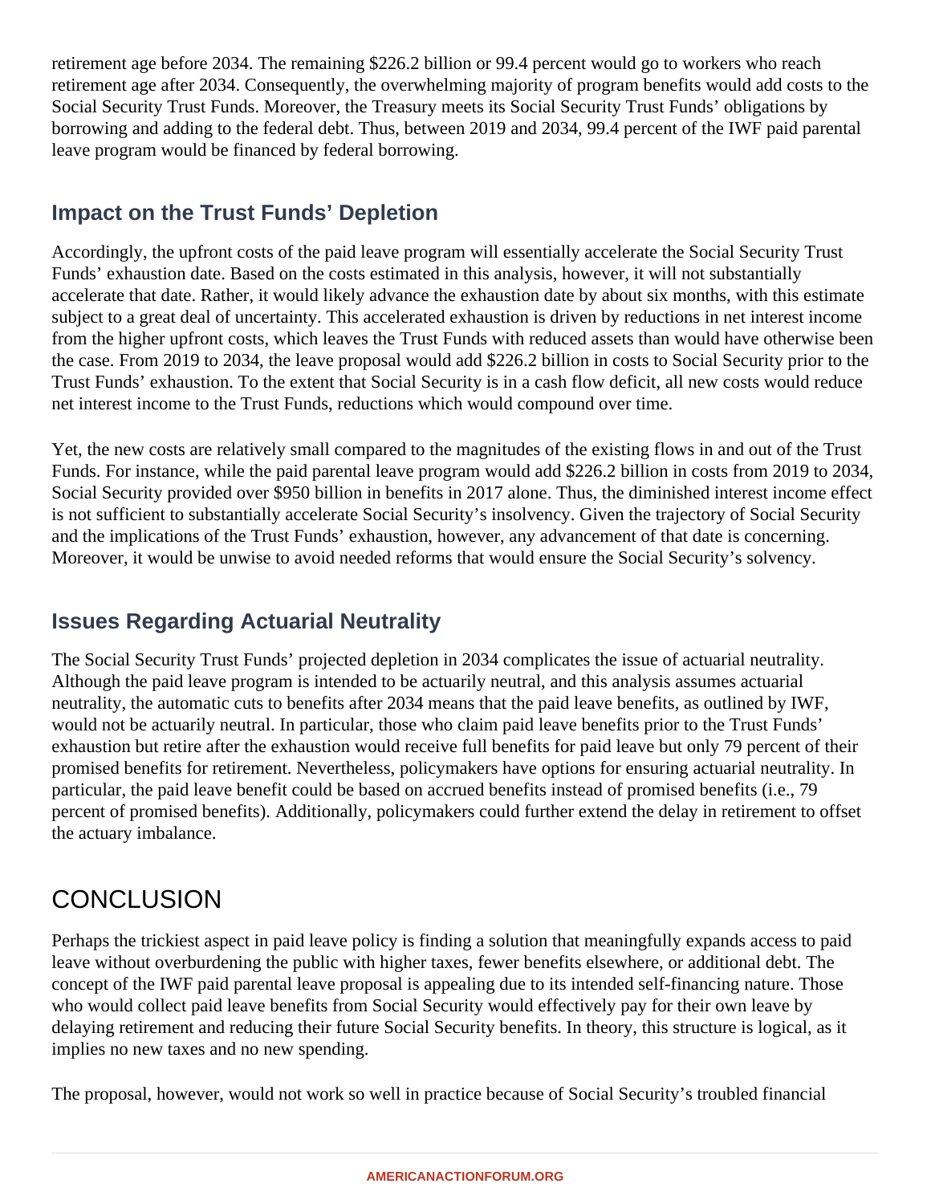retirement age before 2034. The remaining $226.2 billion or 99.4 percent would go to workers who reach retirement age after 2034. Consequently, the overwhelming majority of program benefits would add costs to the Social Security Trust Funds. Moreover, the Treasury meets its Social Security Trust Funds' obligations by borrowing and adding to the federal debt. Thus, between 2019 and 2034, 99.4 percent of the IWF paid parental leave program would be financed by federal borrowing.

### Impact on the Trust Funds' Depletion

Accordingly, the upfront costs of the paid leave program will essentially accelerate the Social Security Trust Funds' exhaustion date. Based on the costs estimated in this analysis, however, it will not substantially accelerate that date. Rather, it would likely advance the exhaustion date by about six months, with this estimate subject to a great deal of uncertainty. This accelerated exhaustion is driven by reductions in net interest income from the higher upfront costs, which leaves the Trust Funds with reduced assets than would have otherwise been the case. From 2019 to 2034, the leave proposal would add $226.2 billion in costs to Social Security prior to the Trust Funds' exhaustion. To the extent that Social Security is in a cash flow deficit, all new costs would reduce net interest income to the Trust Funds, reductions which would compound over time.

Yet, the new costs are relatively small compared to the magnitudes of the existing flows in and out of the Trust Funds. For instance, while the paid parental leave program would add $226.2 billion in costs from 2019 to 2034, Social Security provided over $950 billion in benefits in 2017 alone. Thus, the diminished interest income effect is not sufficient to substantially accelerate Social Security's insolvency. Given the trajectory of Social Security and the implications of the Trust Funds' exhaustion, however, any advancement of that date is concerning. Moreover, it would be unwise to avoid needed reforms that would ensure the Social Security's solvency.

### Issues Regarding Actuarial Neutrality

The Social Security Trust Funds' projected depletion in 2034 complicates the issue of actuarial neutrality. Although the paid leave program is intended to be actuarily neutral, and this analysis assumes actuarial neutrality, the automatic cuts to benefits after 2034 means that the paid leave benefits, as outlined by IWF, would not be actuarily neutral. In particular, those who claim paid leave benefits prior to the Trust Funds' exhaustion but retire after the exhaustion would receive full benefits for paid leave but only 79 percent of their promised benefits for retirement. Nevertheless, policymakers have options for ensuring actuarial neutrality. In particular, the paid leave benefit could be based on accrued benefits instead of promised benefits (i.e., 79 percent of promised benefits). Additionally, policymakers could further extend the delay in retirement to offset the actuary imbalance.

## CONCLUSION

Perhaps the trickiest aspect in paid leave policy is finding a solution that meaningfully expands access to paid leave without overburdening the public with higher taxes, fewer benefits elsewhere, or additional debt. The concept of the IWF paid parental leave proposal is appealing due to its intended self-financing nature. Those who would collect paid leave benefits from Social Security would effectively pay for their own leave by delaying retirement and reducing their future Social Security benefits. In theory, this structure is logical, as it implies no new taxes and no new spending.

The proposal, however, would not work so well in practice because of Social Security's troubled financial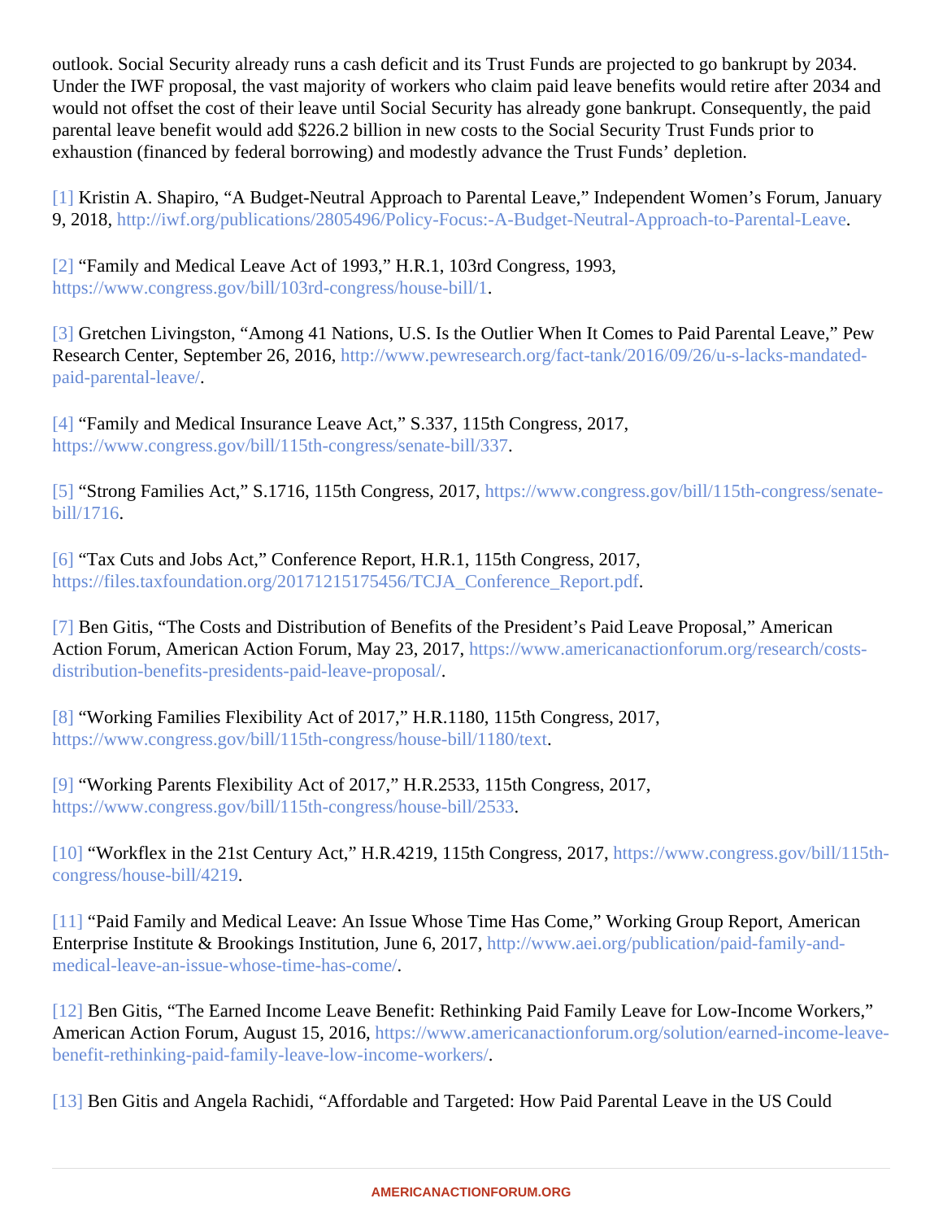outlook. Social Security already runs a cash deficit and its Trust Funds are projected to go bankrupt by 2034. Under the IWF proposal, the vast majority of workers who claim paid leave benefits would retire after 2034 and would not offset the cost of their leave until Social Security has already gone bankrupt. Consequently, the paid parental leave benefit would add $226.2 billion in new costs to the Social Security Trust Funds prior to exhaustion (financed by federal borrowing) and modestly advance the Trust Funds' depletion.

[1] Kristin A. Shapiro, "A Budget-Neutral Approach to Parental Leave," Independent Women's Forum, January 9, 2018, http://iwf.org/publications/2805496/Policy-Focus:-A-Budget-Neutral-Approach-to-Parental-Leave.

[2] "Family and Medical Leave Act of 1993," H.R.1, 103rd Congress, 1993, https://www.congress.gov/bill/103rd-congress/house-bill/1.

[3] Gretchen Livingston, "Among 41 Nations, U.S. Is the Outlier When It Comes to Paid Parental Leave," Pew Research Center, September 26, 2016, http://www.pewresearch.org/fact-tank/2016/09/26/u-s-lacks-mandated-paid-parental-leave/.

[4] "Family and Medical Insurance Leave Act," S.337, 115th Congress, 2017, https://www.congress.gov/bill/115th-congress/senate-bill/337.

[5] "Strong Families Act," S.1716, 115th Congress, 2017, https://www.congress.gov/bill/115th-congress/senate-bill/1716.

[6] "Tax Cuts and Jobs Act," Conference Report, H.R.1, 115th Congress, 2017, https://files.taxfoundation.org/20171215175456/TCJA_Conference_Report.pdf.

[7] Ben Gitis, "The Costs and Distribution of Benefits of the President's Paid Leave Proposal," American Action Forum, American Action Forum, May 23, 2017, https://www.americanactionforum.org/research/costs-distribution-benefits-presidents-paid-leave-proposal/.

[8] "Working Families Flexibility Act of 2017," H.R.1180, 115th Congress, 2017, https://www.congress.gov/bill/115th-congress/house-bill/1180/text.

[9] "Working Parents Flexibility Act of 2017," H.R.2533, 115th Congress, 2017, https://www.congress.gov/bill/115th-congress/house-bill/2533.

[10] "Workflex in the 21st Century Act," H.R.4219, 115th Congress, 2017, https://www.congress.gov/bill/115th-congress/house-bill/4219.

[11] "Paid Family and Medical Leave: An Issue Whose Time Has Come," Working Group Report, American Enterprise Institute & Brookings Institution, June 6, 2017, http://www.aei.org/publication/paid-family-and-medical-leave-an-issue-whose-time-has-come/.

[12] Ben Gitis, "The Earned Income Leave Benefit: Rethinking Paid Family Leave for Low-Income Workers," American Action Forum, August 15, 2016, https://www.americanactionforum.org/solution/earned-income-leave-benefit-rethinking-paid-family-leave-low-income-workers/.

[13] Ben Gitis and Angela Rachidi, "Affordable and Targeted: How Paid Parental Leave in the US Could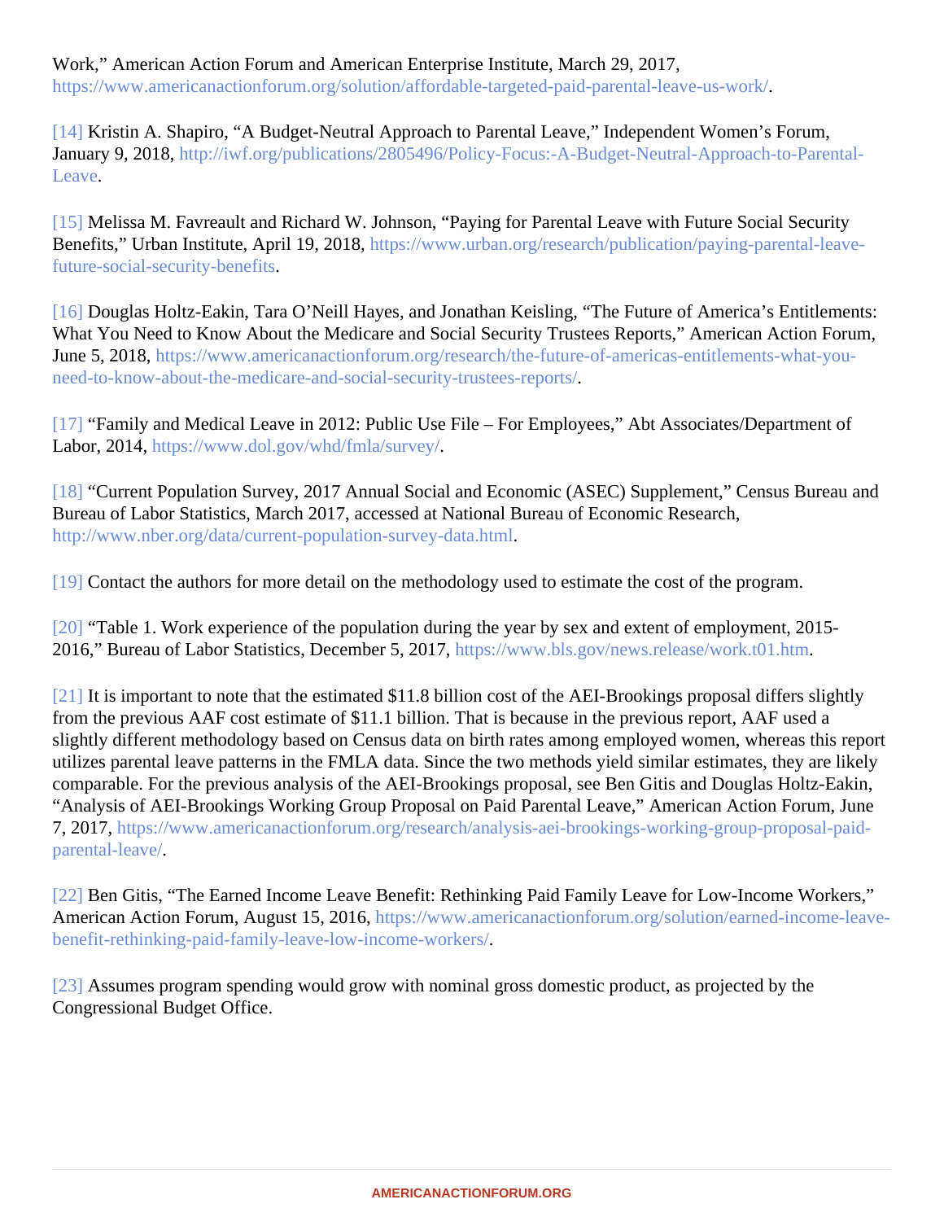Work," American Action Forum and American Enterprise Institute, March 29, 2017, https://www.americanactionforum.org/solution/affordable-targeted-paid-parental-leave-us-work/.

[14] Kristin A. Shapiro, "A Budget-Neutral Approach to Parental Leave," Independent Women's Forum, January 9, 2018, http://iwf.org/publications/2805496/Policy-Focus:-A-Budget-Neutral-Approach-to-Parental-Leave.

[15] Melissa M. Favreault and Richard W. Johnson, "Paying for Parental Leave with Future Social Security Benefits," Urban Institute, April 19, 2018, https://www.urban.org/research/publication/paying-parental-leave-future-social-security-benefits.

[16] Douglas Holtz-Eakin, Tara O'Neill Hayes, and Jonathan Keisling, "The Future of America's Entitlements: What You Need to Know About the Medicare and Social Security Trustees Reports," American Action Forum, June 5, 2018, https://www.americanactionforum.org/research/the-future-of-americas-entitlements-what-you-need-to-know-about-the-medicare-and-social-security-trustees-reports/.

[17] "Family and Medical Leave in 2012: Public Use File – For Employees," Abt Associates/Department of Labor, 2014, https://www.dol.gov/whd/fmla/survey/.

[18] "Current Population Survey, 2017 Annual Social and Economic (ASEC) Supplement," Census Bureau and Bureau of Labor Statistics, March 2017, accessed at National Bureau of Economic Research, http://www.nber.org/data/current-population-survey-data.html.

[19] Contact the authors for more detail on the methodology used to estimate the cost of the program.

[20] "Table 1. Work experience of the population during the year by sex and extent of employment, 2015-2016," Bureau of Labor Statistics, December 5, 2017, https://www.bls.gov/news.release/work.t01.htm.

[21] It is important to note that the estimated $11.8 billion cost of the AEI-Brookings proposal differs slightly from the previous AAF cost estimate of $11.1 billion. That is because in the previous report, AAF used a slightly different methodology based on Census data on birth rates among employed women, whereas this report utilizes parental leave patterns in the FMLA data. Since the two methods yield similar estimates, they are likely comparable. For the previous analysis of the AEI-Brookings proposal, see Ben Gitis and Douglas Holtz-Eakin, "Analysis of AEI-Brookings Working Group Proposal on Paid Parental Leave," American Action Forum, June 7, 2017, https://www.americanactionforum.org/research/analysis-aei-brookings-working-group-proposal-paid-parental-leave/.

[22] Ben Gitis, "The Earned Income Leave Benefit: Rethinking Paid Family Leave for Low-Income Workers," American Action Forum, August 15, 2016, https://www.americanactionforum.org/solution/earned-income-leave-benefit-rethinking-paid-family-leave-low-income-workers/.

[23] Assumes program spending would grow with nominal gross domestic product, as projected by the Congressional Budget Office.